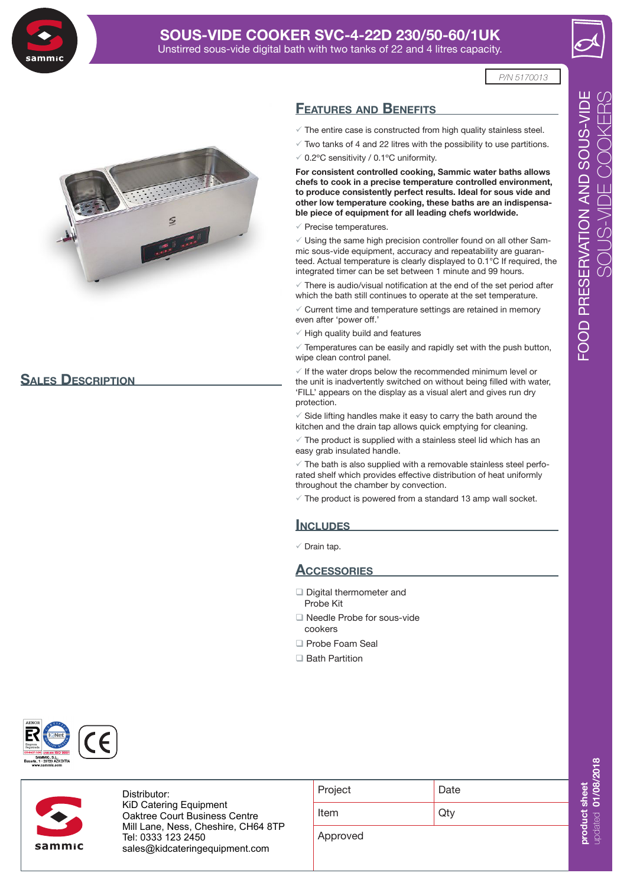# SOUS-VIDE COOKER SVC-4-22D 230/50-60/1UK

Unstirred sous-vide digital bath with two tanks of 22 and 4 litres capacity.

P/N 5170013

FOOD PRESERVATION AND SOUS-VIDE
SOUS-VIDE COOKERS

## Features and Benefits

- ✓ The entire case is constructed from high quality stainless steel.
- ✓ Two tanks of 4 and 22 litres with the possibility to use partitions.
- ✓ 0.2ºC sensitivity / 0.1ºC uniformity.

**For consistent controlled cooking, Sammic water baths allows chefs to cook in a precise temperature controlled environment, to produce consistently perfect results. Ideal for sous vide and other low temperature cooking, these baths are an indispensable piece of equipment for all leading chefs worldwide.**

- ✓ Precise temperatures.
- ✓ Using the same high precision controller found on all other Sammic sous-vide equipment, accuracy and repeatability are guaranteed. Actual temperature is clearly displayed to 0.1°C If required, the integrated timer can be set between 1 minute and 99 hours.
- ✓ There is audio/visual notification at the end of the set period after which the bath still continues to operate at the set temperature.
- ✓ Current time and temperature settings are retained in memory even after 'power off.'
- ✓ High quality build and features
- ✓ Temperatures can be easily and rapidly set with the push button, wipe clean control panel.
- ✓ If the water drops below the recommended minimum level or the unit is inadvertently switched on without being filled with water, 'FILL' appears on the display as a visual alert and gives run dry protection.
- ✓ Side lifting handles make it easy to carry the bath around the kitchen and the drain tap allows quick emptying for cleaning.
- ✓ The product is supplied with a stainless steel lid which has an easy grab insulated handle.
- ✓ The bath is also supplied with a removable stainless steel perforated shelf which provides effective distribution of heat uniformly throughout the chamber by convection.
- ✓ The product is powered from a standard 13 amp wall socket.

## Includes

- ✓ Drain tap.

## Accessories

- ❑ Digital thermometer and Probe Kit
- ❑ Needle Probe for sous-vide cookers
- ❑ Probe Foam Seal
- ❑ Bath Partition

## Sales Description

Distributor:
KiD Catering Equipment
Oaktree Court Business Centre
Mill Lane, Ness, Cheshire, CH64 8TP
Tel: 0333 123 2450
sales@kidcateringequipment.com

| Project | Date |
|---|---|
| Item | Qty |
| Approved | |

product sheet updated 01/08/2018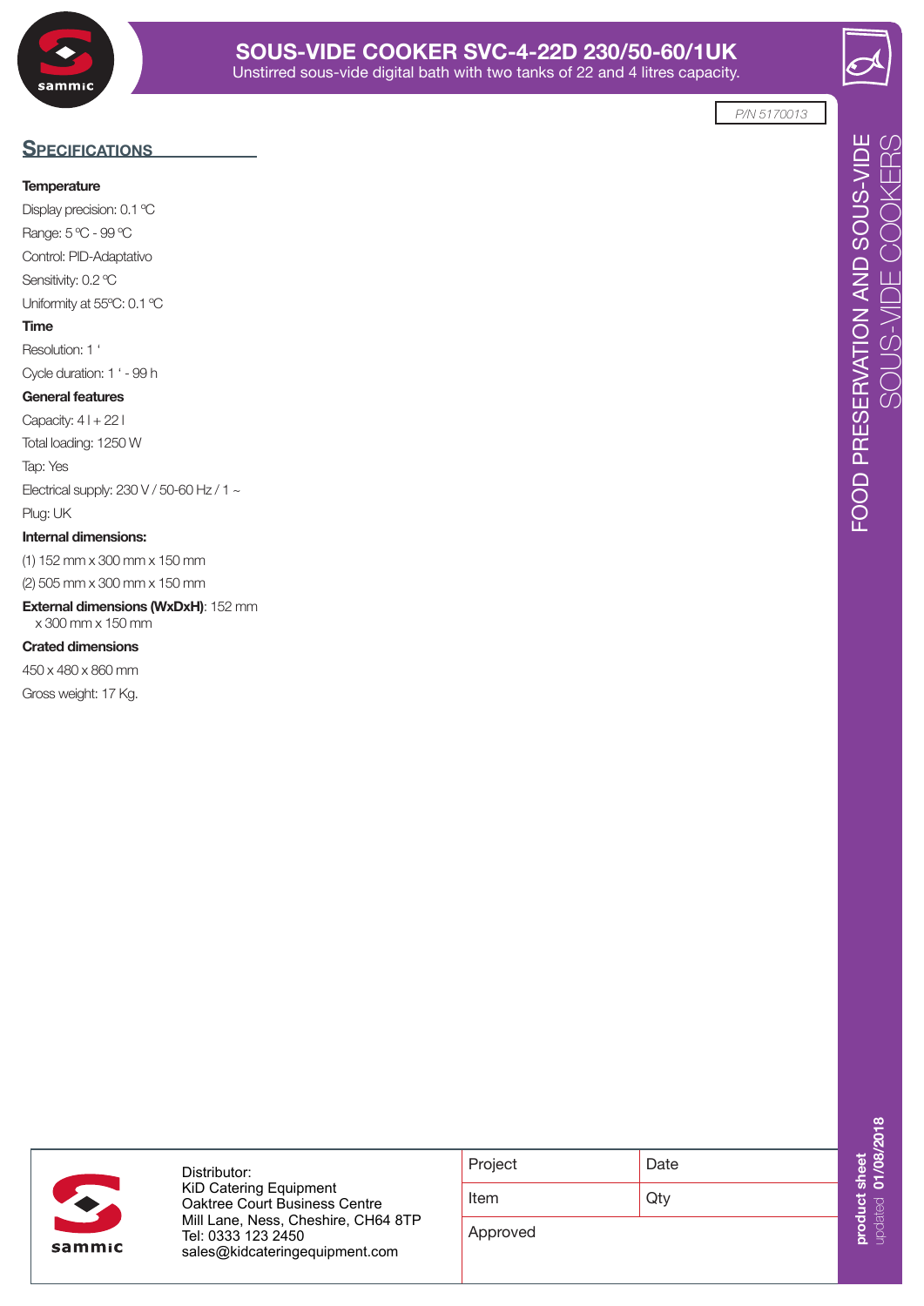# SOUS-VIDE COOKER SVC-4-22D 230/50-60/1UK

Unstirred sous-vide digital bath with two tanks of 22 and 4 litres capacity.

P/N 5170013

FOOD PRESERVATION AND SOUS-VIDE

SOUS-VIDE COOKERS

## SPECIFICATIONS

**Temperature**

Display precision: 0.1 ºC

Range: 5 ºC - 99 ºC

Control: PID-Adaptativo

Sensitivity: 0.2 ºC

Uniformity at 55ºC: 0.1 ºC

**Time**

Resolution: 1 '

Cycle duration: 1 ' - 99 h

**General features**

Capacity: 4 l + 22 l

Total loading: 1250 W

Tap: Yes

Electrical supply: 230 V / 50-60 Hz / 1 ~

Plug: UK

**Internal dimensions:**

(1) 152 mm x 300 mm x 150 mm

(2) 505 mm x 300 mm x 150 mm

**External dimensions (WxDxH)**: 152 mm x 300 mm x 150 mm

**Crated dimensions**

450 x 480 x 860 mm

Gross weight: 17 Kg.

Distributor:
KiD Catering Equipment
Oaktree Court Business Centre
Mill Lane, Ness, Cheshire, CH64 8TP
Tel: 0333 123 2450
sales@kidcateringequipment.com

| | |
|---|---|
| Project | Date |
| Item | Qty |
| Approved | |

**product sheet** updated **01/08/2018**